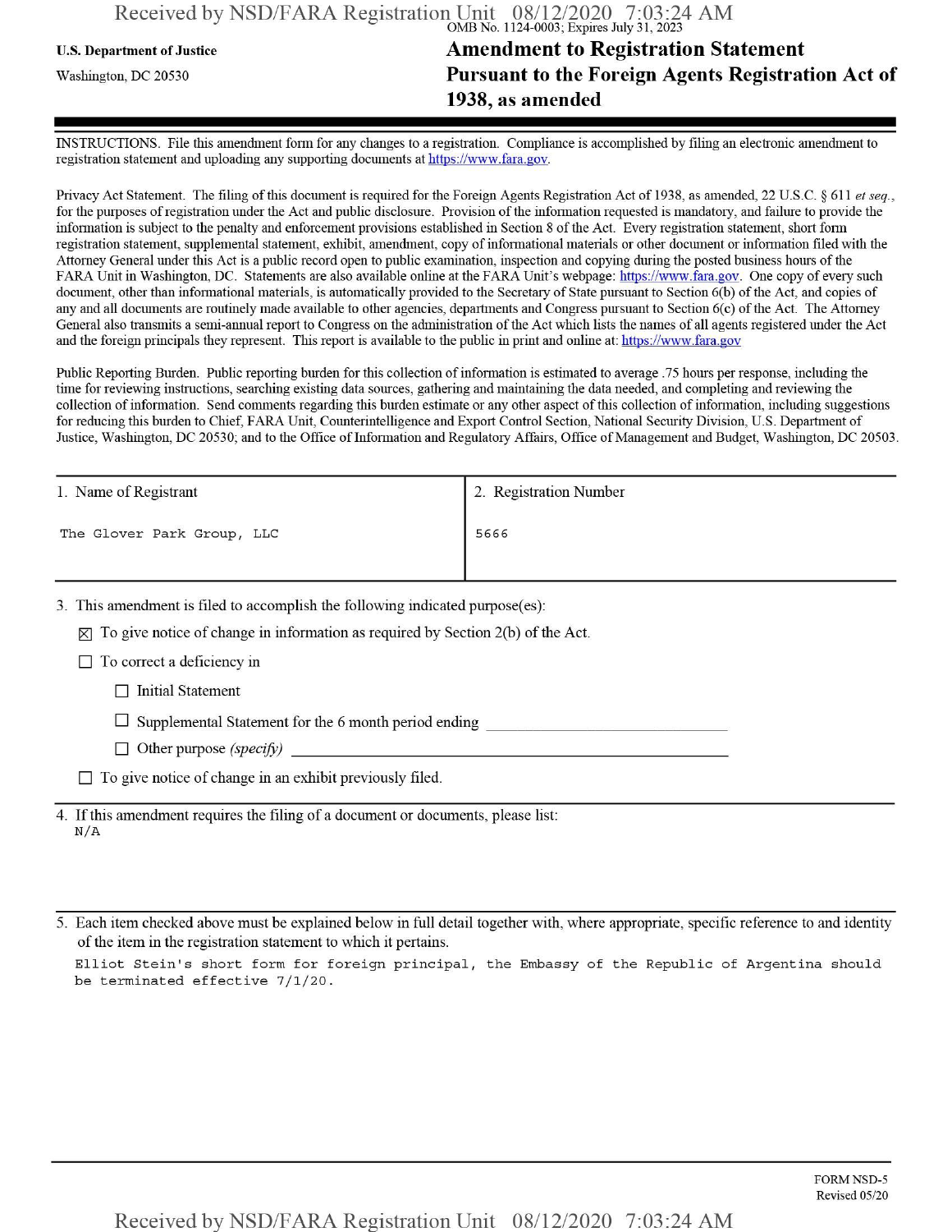OMB No. 1124-0003; Expires July 31, 2023

U.S. Department of Justice

Washington, DC 20530

# Amendment to Registration Statement Pursuant to the Foreign Agents Registration Act of 1938, as amended

INSTRUCTIONS. File this amendment form for any changes to a registration. Compliance is accomplished by filing an electronic amendment to registration statement and uploading any supporting documents at https://www.fara.gov.

Privacy Act Statement. The filing of this document is required for the Foreign Agents Registration Act of 1938, as amended, 22 U.S.C. § 611 *et seq.*, for the purposes of registration under the Act and public disclosure. Provision of the information requested is mandatory, and failure to provide the information is subject to the penalty and enforcement provisions established in Section 8 of the Act. Every registration statement, short form registration statement, supplemental statement, exhibit, amendment, copy of informational materials or other document or information filed with the Attorney General under this Act is a public record open to public examination, inspection and copying during the posted business hours of the FARA Unit in Washington, DC. Statements are also available online at the FARA Unit's webpage: https://www.fara.gov. One copy of every such document, other than informational materials, is automatically provided to the Secretary of State pursuant to Section 6(b) of the Act, and copies of any and all documents are routinely made available to other agencies, departments and Congress pursuant to Section 6(c) of the Act. The Attorney General also transmits a semi-annual report to Congress on the administration of the Act which lists the names of all agents registered under the Act and the foreign principals they represent. This report is available to the public in print and online at: https://www.fara.gov

Public Reporting Burden. Public reporting burden for this collection of information is estimated to average .75 hours per response, including the time for reviewing instructions, searching existing data sources, gathering and maintaining the data needed, and completing and reviewing the collection of information. Send comments regarding this burden estimate or any other aspect of this collection of information, including suggestions for reducing this burden to Chief, FARA Unit, Counterintelligence and Export Control Section, National Security Division, U.S. Department of Justice, Washington, DC 20530; and to the Office of Information and Regulatory Affairs, Office of Management and Budget, Washington, DC 20503.

| 1. Name of Registrant | 2. Registration Number |
|---|---|
| The Glover Park Group, LLC | 5666 |

3. This amendment is filed to accomplish the following indicated purpose(es):

- ☒ To give notice of change in information as required by Section 2(b) of the Act.
- ☐ To correct a deficiency in
  - ☐ Initial Statement
  - ☐ Supplemental Statement for the 6 month period ending ____________
  - ☐ Other purpose *(specify)* ____________
- ☐ To give notice of change in an exhibit previously filed.

4. If this amendment requires the filing of a document or documents, please list:

N/A

5. Each item checked above must be explained below in full detail together with, where appropriate, specific reference to and identity of the item in the registration statement to which it pertains.

Elliot Stein's short form for foreign principal, the Embassy of the Republic of Argentina should be terminated effective 7/1/20.

FORM NSD-5
Revised 05/20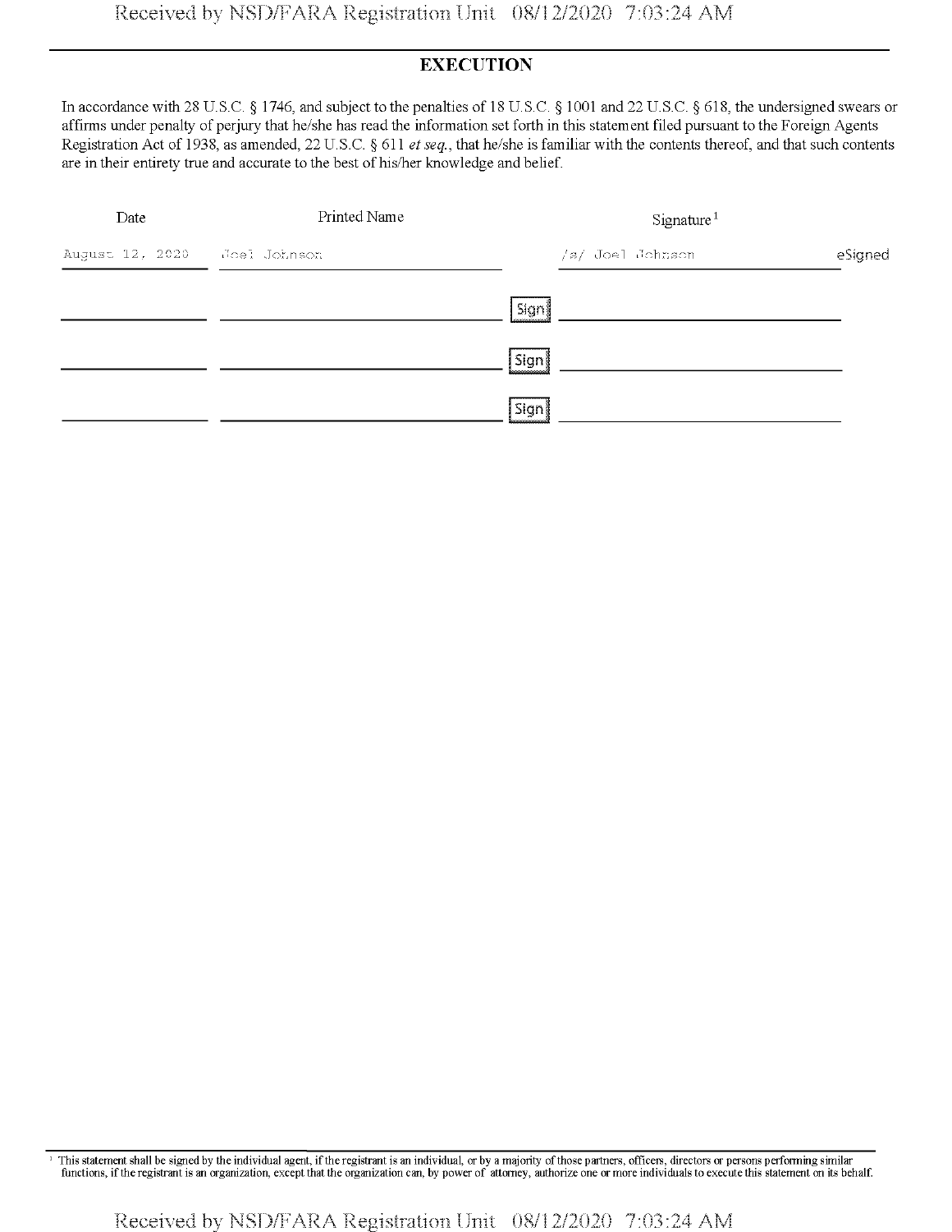## EXECUTION

In accordance with 28 U.S.C. § 1746, and subject to the penalties of 18 U.S.C. § 1001 and 22 U.S.C. § 618, the undersigned swears or affirms under penalty of perjury that he/she has read the information set forth in this statement filed pursuant to the Foreign Agents Registration Act of 1938, as amended, 22 U.S.C. § 611 *et seq.*, that he/she is familiar with the contents thereof, and that such contents are in their entirety true and accurate to the best of his/her knowledge and belief.

| Date | Printed Name | | Signature[1] | |
|---|---|---|---|---|
| August 12, 2020 | Joel Johnson | | /s/ Joel Johnson | eSigned |
| | | Sign | | |
| | | Sign | | |
| | | Sign | | |

[1] This statement shall be signed by the individual agent, if the registrant is an individual, or by a majority of those partners, officers, directors or persons performing similar functions, if the registrant is an organization, except that the organization can, by power of attorney, authorize one or more individuals to execute this statement on its behalf.